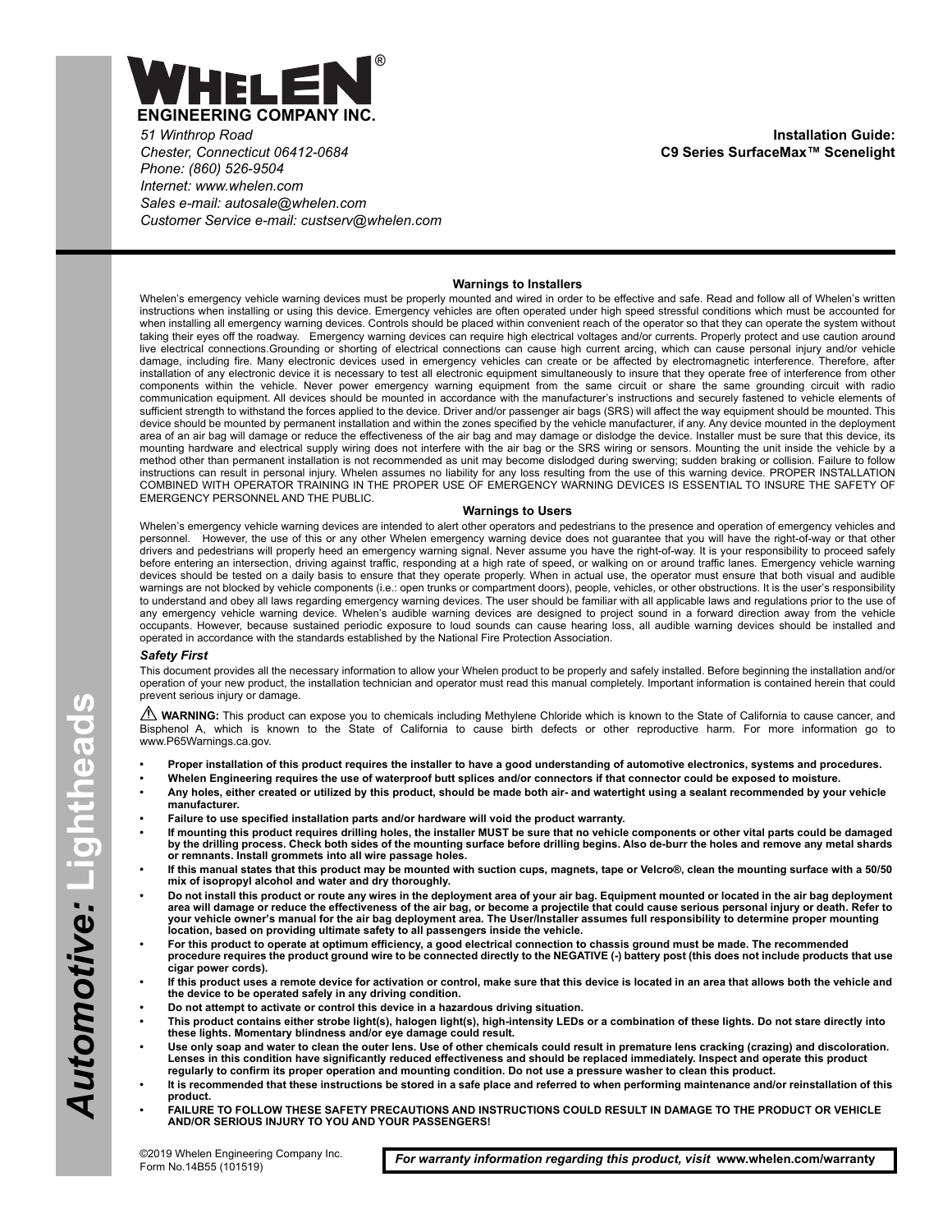# WHELEN®

**ENGINEERING COMPANY INC.**

*51 Winthrop Road*
*Chester, Connecticut 06412-0684*
*Phone: (860) 526-9504*
*Internet: www.whelen.com*
*Sales e-mail: autosale@whelen.com*
*Customer Service e-mail: custserv@whelen.com*

**Installation Guide:**
**C9 Series SurfaceMax™ Scenelight**

*Automotive:* **Lightheads**

## Warnings to Installers

Whelen's emergency vehicle warning devices must be properly mounted and wired in order to be effective and safe. Read and follow all of Whelen's written instructions when installing or using this device. Emergency vehicles are often operated under high speed stressful conditions which must be accounted for when installing all emergency warning devices. Controls should be placed within convenient reach of the operator so that they can operate the system without taking their eyes off the roadway. Emergency warning devices can require high electrical voltages and/or currents. Properly protect and use caution around live electrical connections.Grounding or shorting of electrical connections can cause high current arcing, which can cause personal injury and/or vehicle damage, including fire. Many electronic devices used in emergency vehicles can create or be affected by electromagnetic interference. Therefore, after installation of any electronic device it is necessary to test all electronic equipment simultaneously to insure that they operate free of interference from other components within the vehicle. Never power emergency warning equipment from the same circuit or share the same grounding circuit with radio communication equipment. All devices should be mounted in accordance with the manufacturer's instructions and securely fastened to vehicle elements of sufficient strength to withstand the forces applied to the device. Driver and/or passenger air bags (SRS) will affect the way equipment should be mounted. This device should be mounted by permanent installation and within the zones specified by the vehicle manufacturer, if any. Any device mounted in the deployment area of an air bag will damage or reduce the effectiveness of the air bag and may damage or dislodge the device. Installer must be sure that this device, its mounting hardware and electrical supply wiring does not interfere with the air bag or the SRS wiring or sensors. Mounting the unit inside the vehicle by a method other than permanent installation is not recommended as unit may become dislodged during swerving; sudden braking or collision. Failure to follow instructions can result in personal injury. Whelen assumes no liability for any loss resulting from the use of this warning device. PROPER INSTALLATION COMBINED WITH OPERATOR TRAINING IN THE PROPER USE OF EMERGENCY WARNING DEVICES IS ESSENTIAL TO INSURE THE SAFETY OF EMERGENCY PERSONNEL AND THE PUBLIC.

## Warnings to Users

Whelen's emergency vehicle warning devices are intended to alert other operators and pedestrians to the presence and operation of emergency vehicles and personnel. However, the use of this or any other Whelen emergency warning device does not guarantee that you will have the right-of-way or that other drivers and pedestrians will properly heed an emergency warning signal. Never assume you have the right-of-way. It is your responsibility to proceed safely before entering an intersection, driving against traffic, responding at a high rate of speed, or walking on or around traffic lanes. Emergency vehicle warning devices should be tested on a daily basis to ensure that they operate properly. When in actual use, the operator must ensure that both visual and audible warnings are not blocked by vehicle components (i.e.: open trunks or compartment doors), people, vehicles, or other obstructions. It is the user's responsibility to understand and obey all laws regarding emergency warning devices. The user should be familiar with all applicable laws and regulations prior to the use of any emergency vehicle warning device. Whelen's audible warning devices are designed to project sound in a forward direction away from the vehicle occupants. However, because sustained periodic exposure to loud sounds can cause hearing loss, all audible warning devices should be installed and operated in accordance with the standards established by the National Fire Protection Association.

### *Safety First*

This document provides all the necessary information to allow your Whelen product to be properly and safely installed. Before beginning the installation and/or operation of your new product, the installation technician and operator must read this manual completely. Important information is contained herein that could prevent serious injury or damage.

⚠ **WARNING:** This product can expose you to chemicals including Methylene Chloride which is known to the State of California to cause cancer, and Bisphenol A, which is known to the State of California to cause birth defects or other reproductive harm. For more information go to www.P65Warnings.ca.gov.

- **Proper installation of this product requires the installer to have a good understanding of automotive electronics, systems and procedures.**
- **Whelen Engineering requires the use of waterproof butt splices and/or connectors if that connector could be exposed to moisture.**
- **Any holes, either created or utilized by this product, should be made both air- and watertight using a sealant recommended by your vehicle manufacturer.**
- **Failure to use specified installation parts and/or hardware will void the product warranty.**
- **If mounting this product requires drilling holes, the installer MUST be sure that no vehicle components or other vital parts could be damaged by the drilling process. Check both sides of the mounting surface before drilling begins. Also de-burr the holes and remove any metal shards or remnants. Install grommets into all wire passage holes.**
- **If this manual states that this product may be mounted with suction cups, magnets, tape or Velcro®, clean the mounting surface with a 50/50 mix of isopropyl alcohol and water and dry thoroughly.**
- **Do not install this product or route any wires in the deployment area of your air bag. Equipment mounted or located in the air bag deployment area will damage or reduce the effectiveness of the air bag, or become a projectile that could cause serious personal injury or death. Refer to your vehicle owner's manual for the air bag deployment area. The User/Installer assumes full responsibility to determine proper mounting location, based on providing ultimate safety to all passengers inside the vehicle.**
- **For this product to operate at optimum efficiency, a good electrical connection to chassis ground must be made. The recommended procedure requires the product ground wire to be connected directly to the NEGATIVE (-) battery post (this does not include products that use cigar power cords).**
- **If this product uses a remote device for activation or control, make sure that this device is located in an area that allows both the vehicle and the device to be operated safely in any driving condition.**
- **Do not attempt to activate or control this device in a hazardous driving situation.**
- **This product contains either strobe light(s), halogen light(s), high-intensity LEDs or a combination of these lights. Do not stare directly into these lights. Momentary blindness and/or eye damage could result.**
- **Use only soap and water to clean the outer lens. Use of other chemicals could result in premature lens cracking (crazing) and discoloration. Lenses in this condition have significantly reduced effectiveness and should be replaced immediately. Inspect and operate this product regularly to confirm its proper operation and mounting condition. Do not use a pressure washer to clean this product.**
- **It is recommended that these instructions be stored in a safe place and referred to when performing maintenance and/or reinstallation of this product.**
- **FAILURE TO FOLLOW THESE SAFETY PRECAUTIONS AND INSTRUCTIONS COULD RESULT IN DAMAGE TO THE PRODUCT OR VEHICLE AND/OR SERIOUS INJURY TO YOU AND YOUR PASSENGERS!**

©2019 Whelen Engineering Company Inc.
Form No.14B55 (101519)

*For warranty information regarding this product, visit* **www.whelen.com/warranty**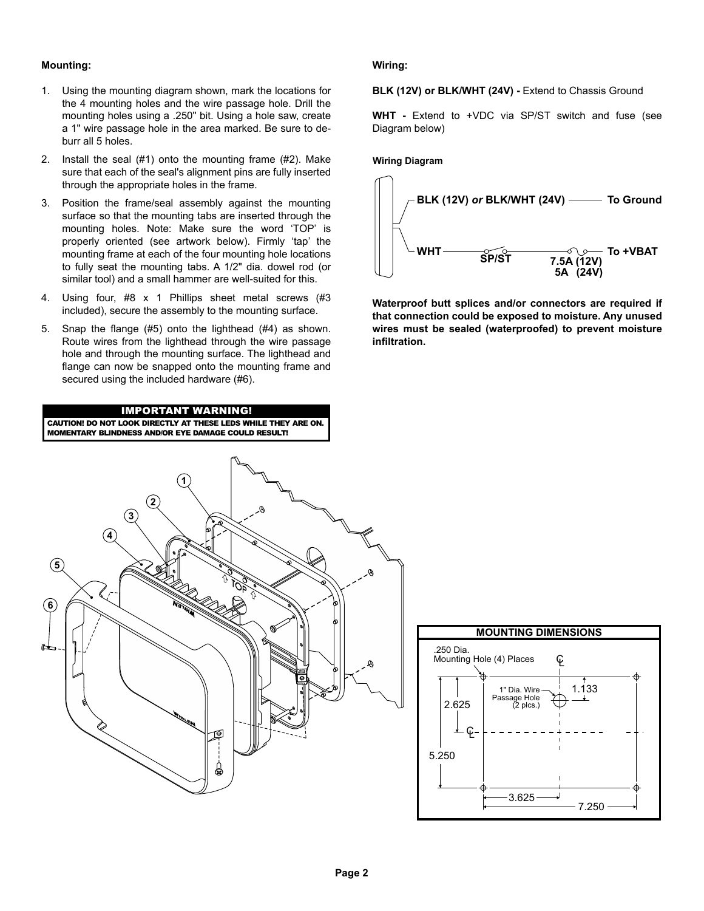**Mounting:**

1. Using the mounting diagram shown, mark the locations for the 4 mounting holes and the wire passage hole. Drill the mounting holes using a .250" bit. Using a hole saw, create a 1" wire passage hole in the area marked. Be sure to de-burr all 5 holes.
2. Install the seal (#1) onto the mounting frame (#2). Make sure that each of the seal's alignment pins are fully inserted through the appropriate holes in the frame.
3. Position the frame/seal assembly against the mounting surface so that the mounting tabs are inserted through the mounting holes. Note: Make sure the word 'TOP' is properly oriented (see artwork below). Firmly 'tap' the mounting frame at each of the four mounting hole locations to fully seat the mounting tabs. A 1/2" dia. dowel rod (or similar tool) and a small hammer are well-suited for this.
4. Using four, #8 x 1 Phillips sheet metal screws (#3 included), secure the assembly to the mounting surface.
5. Snap the flange (#5) onto the lighthead (#4) as shown. Route wires from the lighthead through the wire passage hole and through the mounting surface. The lighthead and flange can now be snapped onto the mounting frame and secured using the included hardware (#6).

**IMPORTANT WARNING!**

**CAUTION! DO NOT LOOK DIRECTLY AT THESE LEDS WHILE THEY ARE ON. MOMENTARY BLINDNESS AND/OR EYE DAMAGE COULD RESULT!**

1
2
3
4
5
6
TOP

**Wiring:**

**BLK (12V) or BLK/WHT (24V) -** Extend to Chassis Ground

**WHT -** Extend to +VDC via SP/ST switch and fuse (see Diagram below)

**Wiring Diagram**

BLK (12V) *or* BLK/WHT (24V) — To Ground

WHT — SP/ST — 7.5A (12V) 5A (24V) — To +VBAT

**Waterproof butt splices and/or connectors are required if that connection could be exposed to moisture. Any unused wires must be sealed (waterproofed) to prevent moisture infiltration.**

**MOUNTING DIMENSIONS**

.250 Dia.
Mounting Hole (4) Places

1" Dia. Wire Passage Hole (2 plcs.)

CL
1.133
2.625
CL
5.250
3.625
7.250